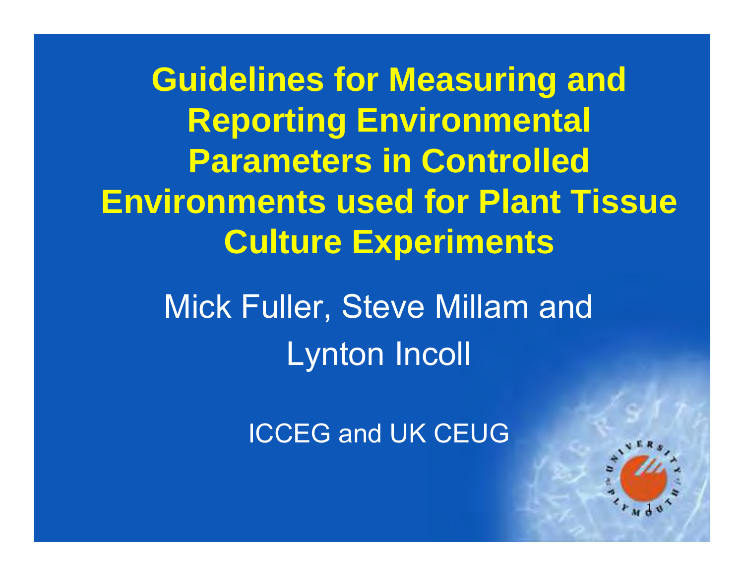# Guidelines for Measuring and Reporting Environmental Parameters in Controlled Environments used for Plant Tissue Culture Experiments

Mick Fuller, Steve Millam and Lynton Incoll

ICCEG and UK CEUG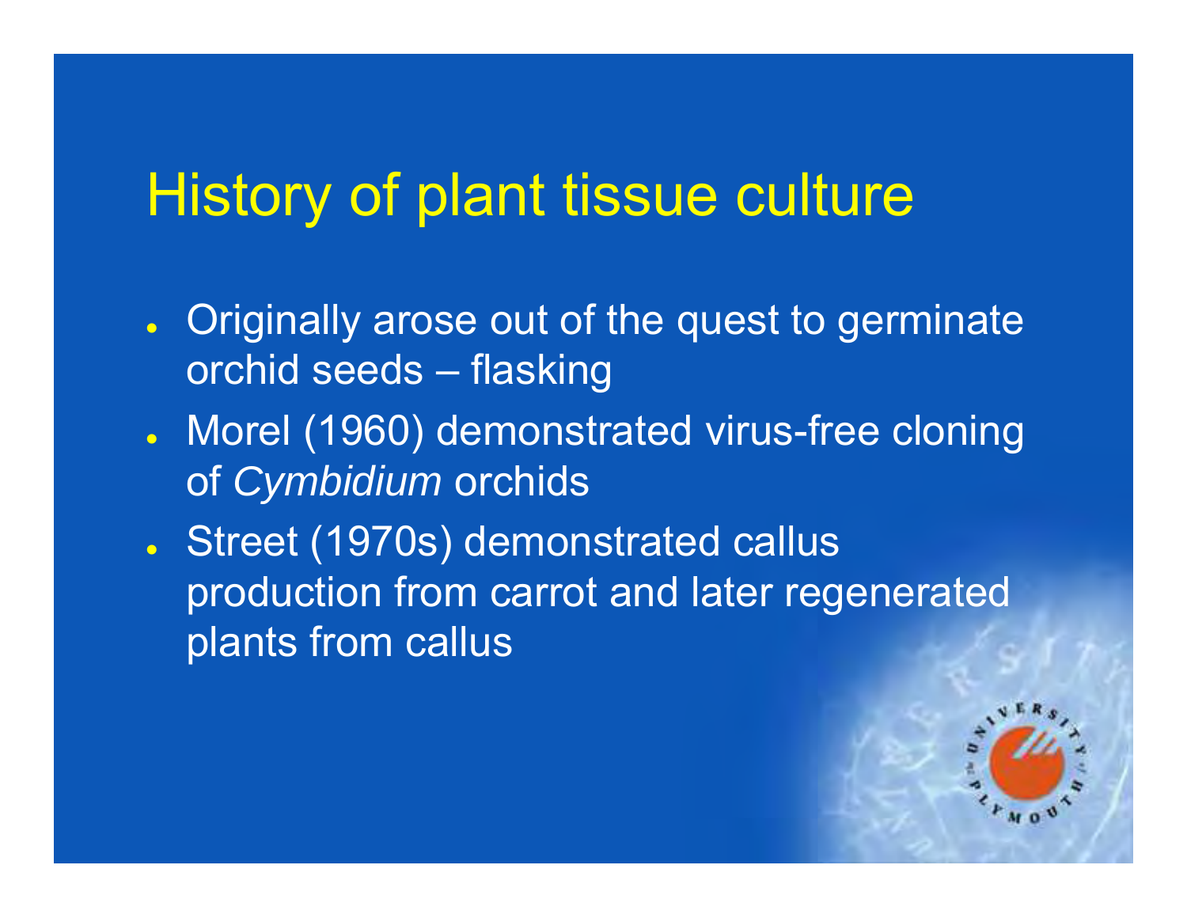# History of plant tissue culture

- Originally arose out of the quest to germinate orchid seeds – flasking
- Morel (1960) demonstrated virus-free cloning of *Cymbidium* orchids
- Street (1970s) demonstrated callus production from carrot and later regenerated plants from callus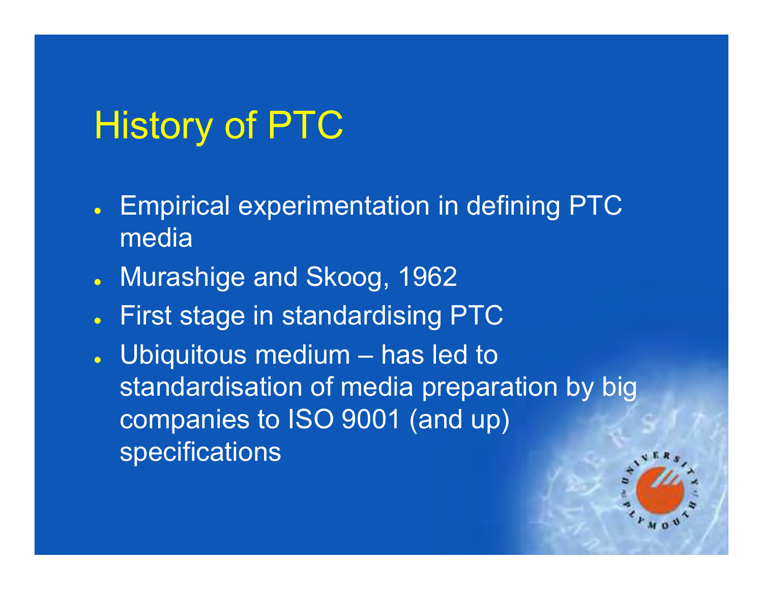# History of PTC

- Empirical experimentation in defining PTC media
- Murashige and Skoog, 1962
- First stage in standardising PTC
- Ubiquitous medium – has led to standardisation of media preparation by big companies to ISO 9001 (and up) specifications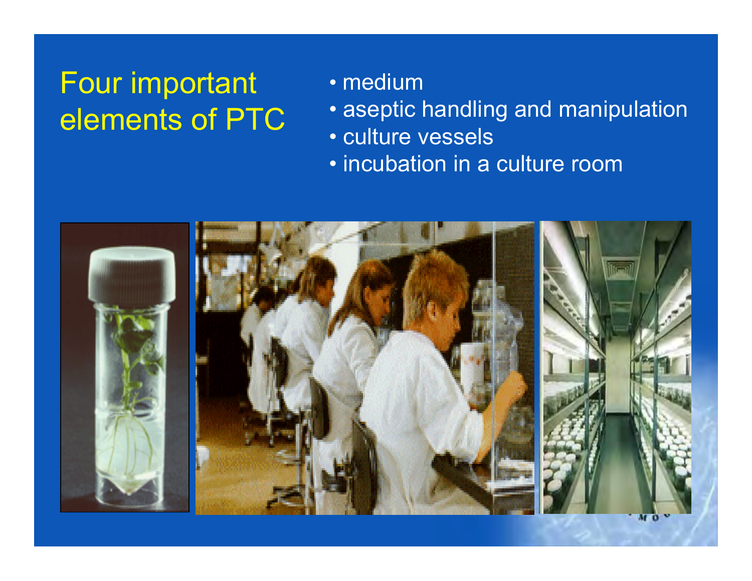# Four important elements of PTC

- medium
- aseptic handling and manipulation
- culture vessels
- incubation in a culture room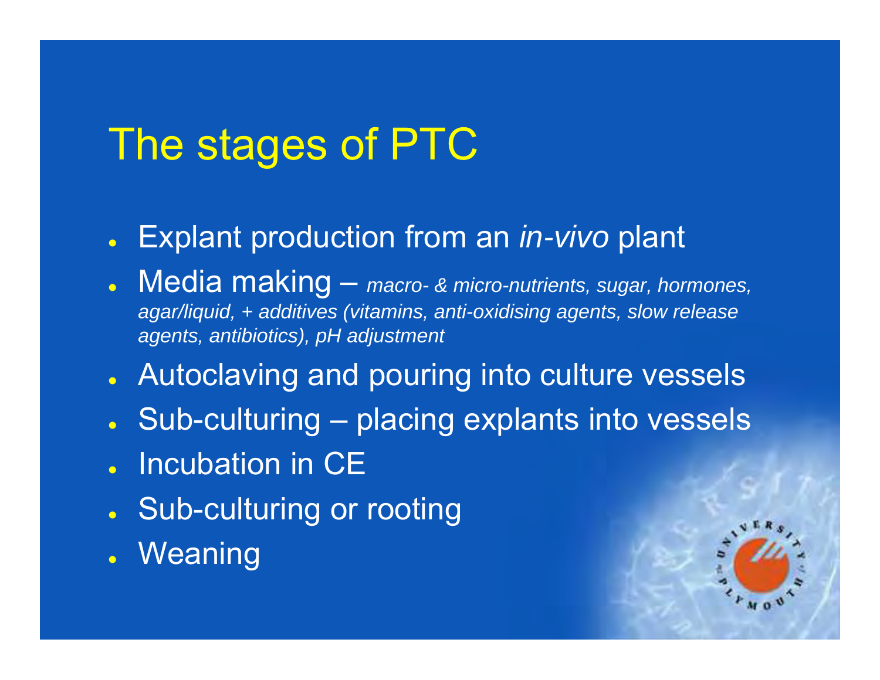# The stages of PTC

- Explant production from an *in-vivo* plant
- Media making – *macro- & micro-nutrients, sugar, hormones, agar/liquid, + additives (vitamins, anti-oxidising agents, slow release agents, antibiotics), pH adjustment*
- Autoclaving and pouring into culture vessels
- Sub-culturing – placing explants into vessels
- Incubation in CE
- Sub-culturing or rooting
- Weaning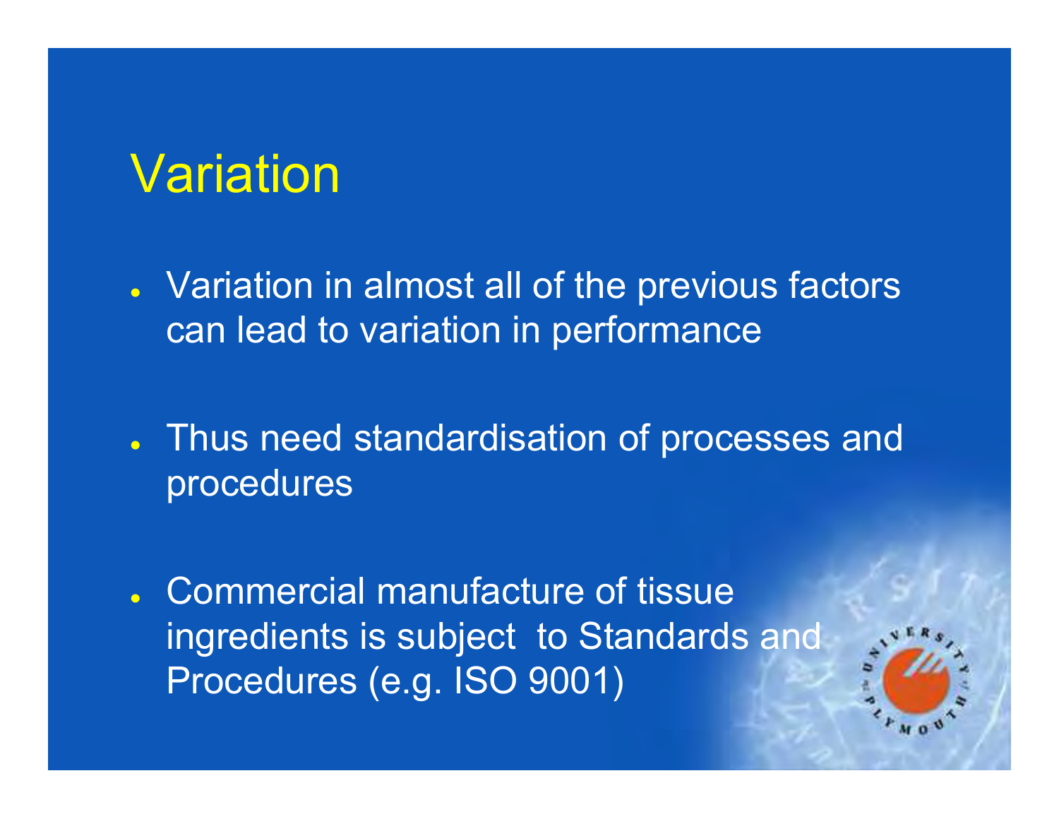# Variation

- Variation in almost all of the previous factors can lead to variation in performance
- Thus need standardisation of processes and procedures
- Commercial manufacture of tissue ingredients is subject to Standards and Procedures (e.g. ISO 9001)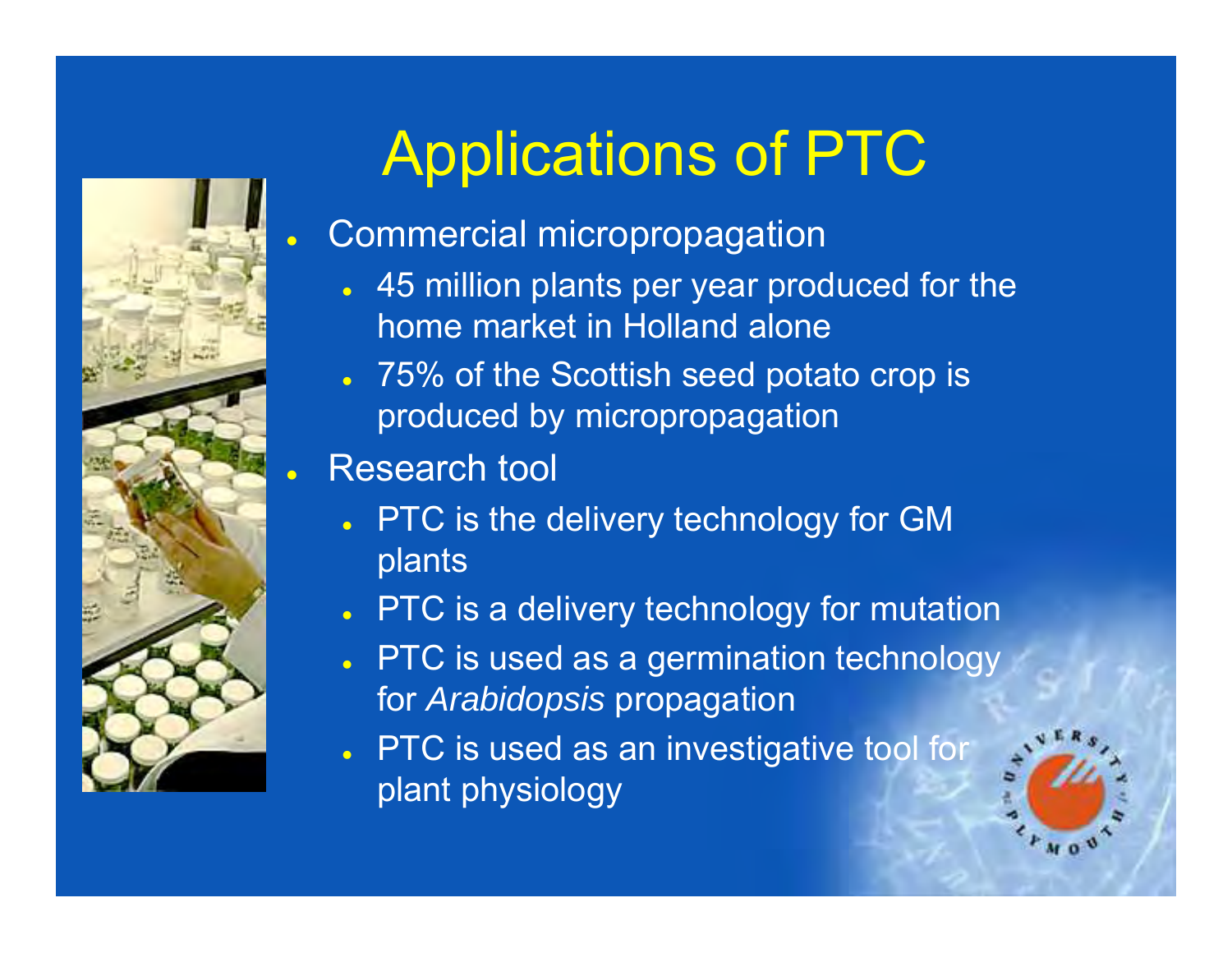# Applications of PTC

- Commercial micropropagation
  - 45 million plants per year produced for the home market in Holland alone
  - 75% of the Scottish seed potato crop is produced by micropropagation
- Research tool
  - PTC is the delivery technology for GM plants
  - PTC is a delivery technology for mutation
  - PTC is used as a germination technology for *Arabidopsis* propagation
  - PTC is used as an investigative tool for plant physiology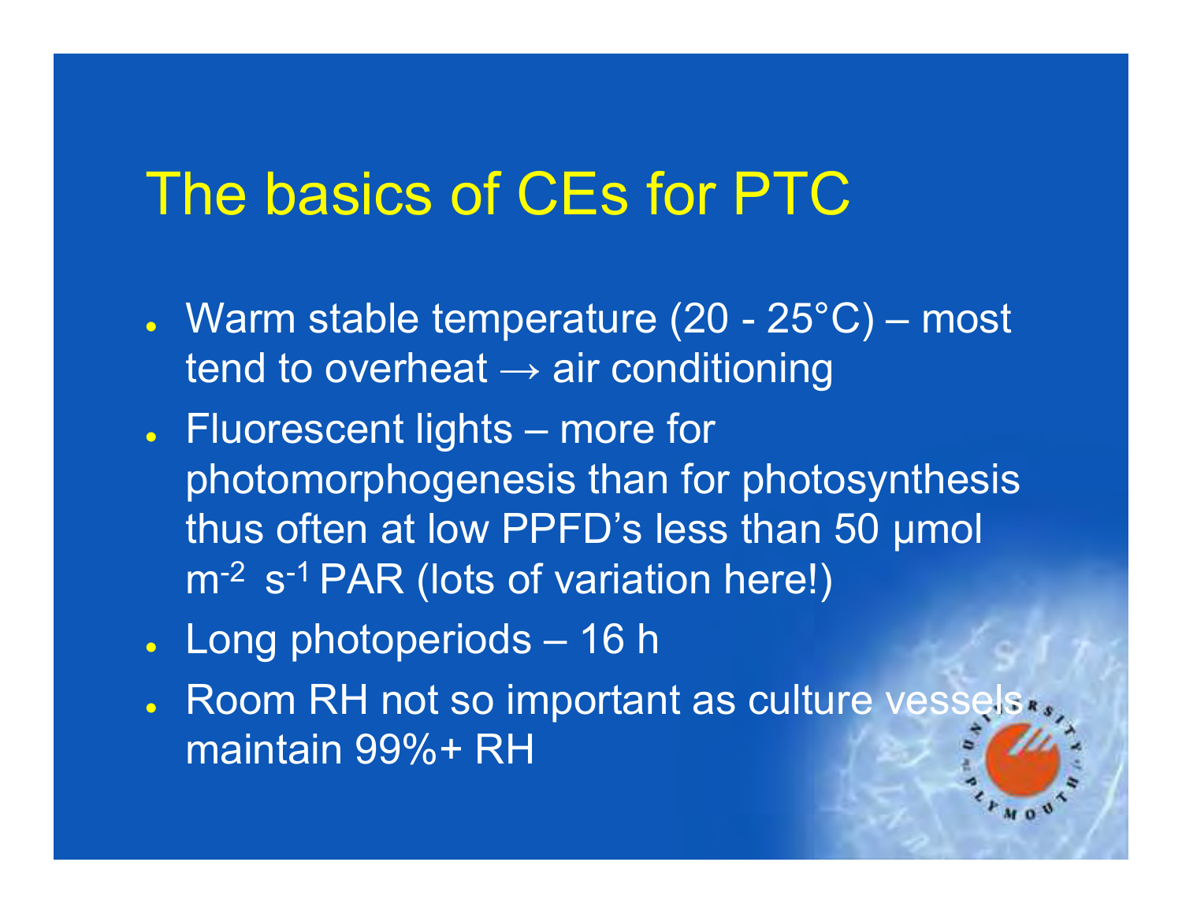# The basics of CEs for PTC

- Warm stable temperature (20 - 25°C) – most tend to overheat → air conditioning
- Fluorescent lights – more for photomorphogenesis than for photosynthesis thus often at low PPFD's less than 50 µmol $m^{-2}$ $s^{-1}$ PAR (lots of variation here!)
- Long photoperiods – 16 h
- Room RH not so important as culture vessels maintain 99%+ RH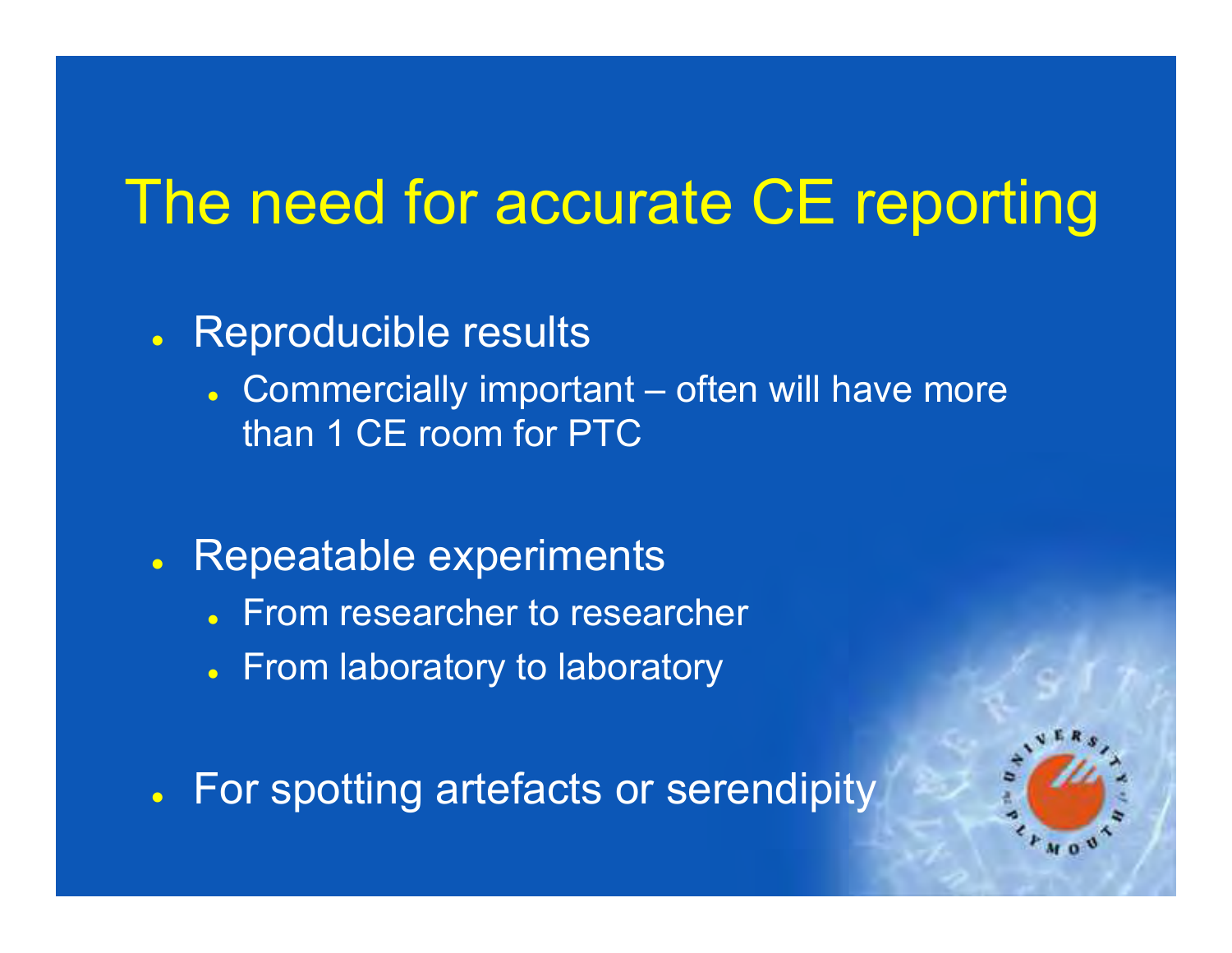# The need for accurate CE reporting

- Reproducible results
  - Commercially important – often will have more than 1 CE room for PTC
- Repeatable experiments
  - From researcher to researcher
  - From laboratory to laboratory
- For spotting artefacts or serendipity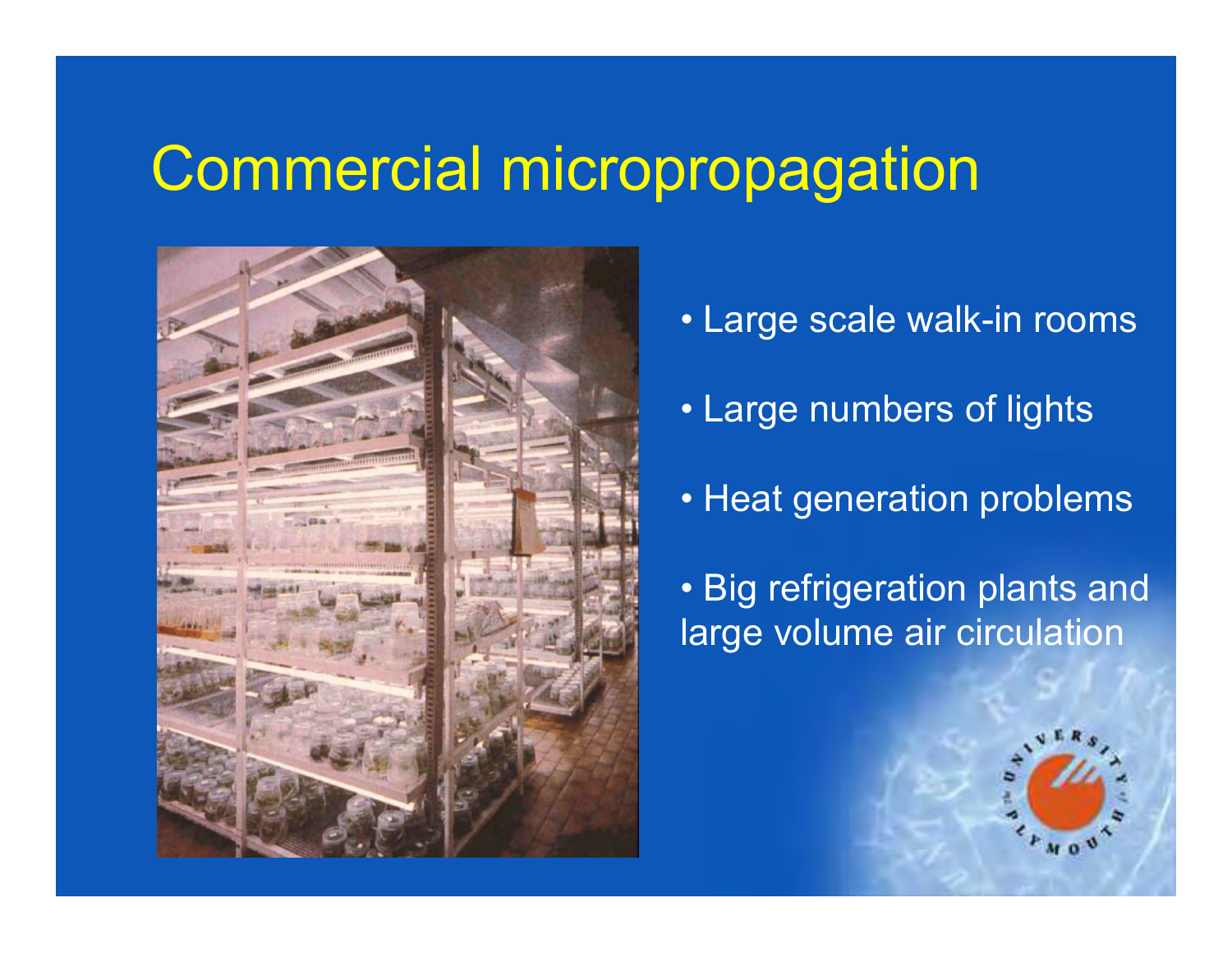# Commercial micropropagation

- Large scale walk-in rooms
- Large numbers of lights
- Heat generation problems
- Big refrigeration plants and large volume air circulation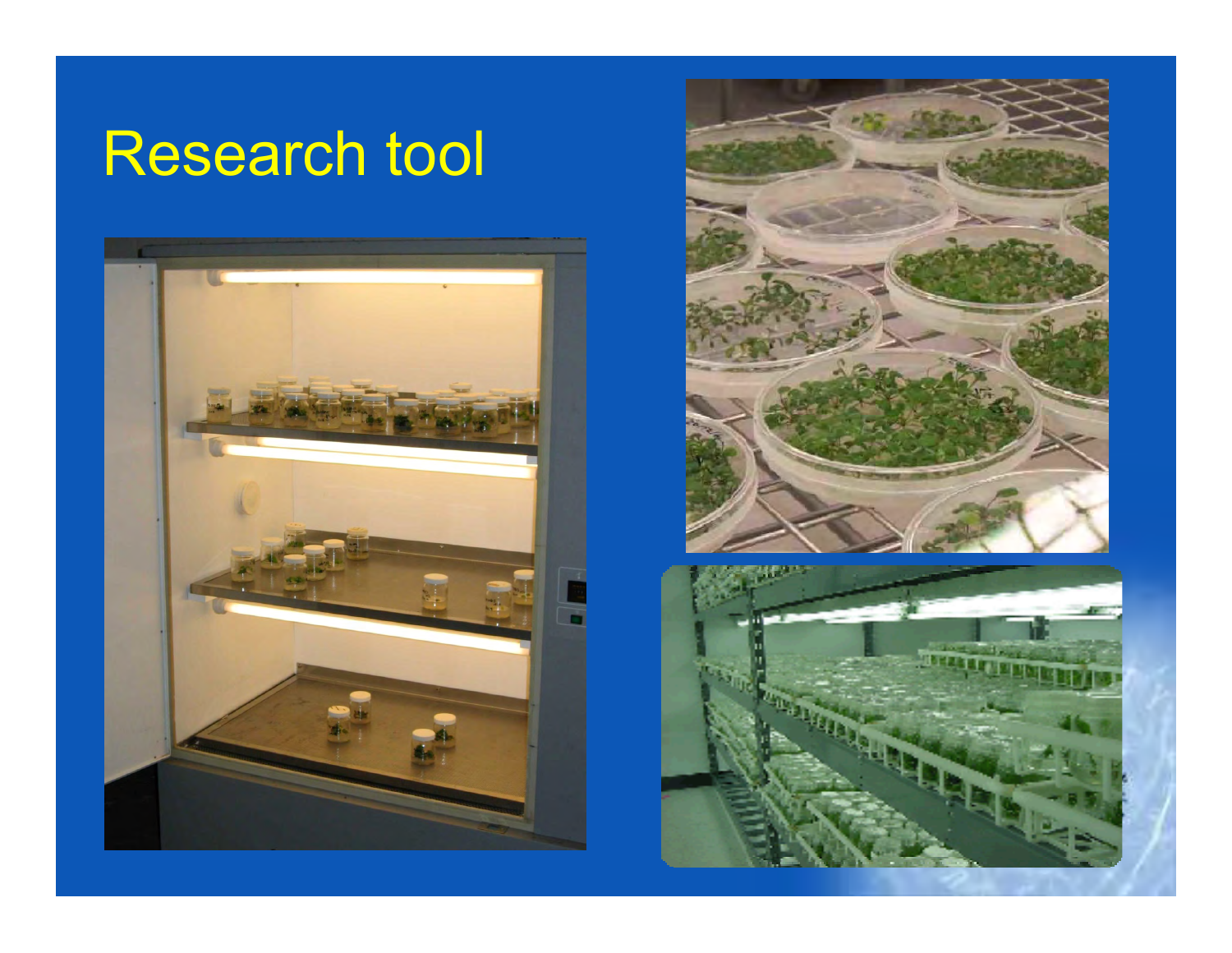# Research tool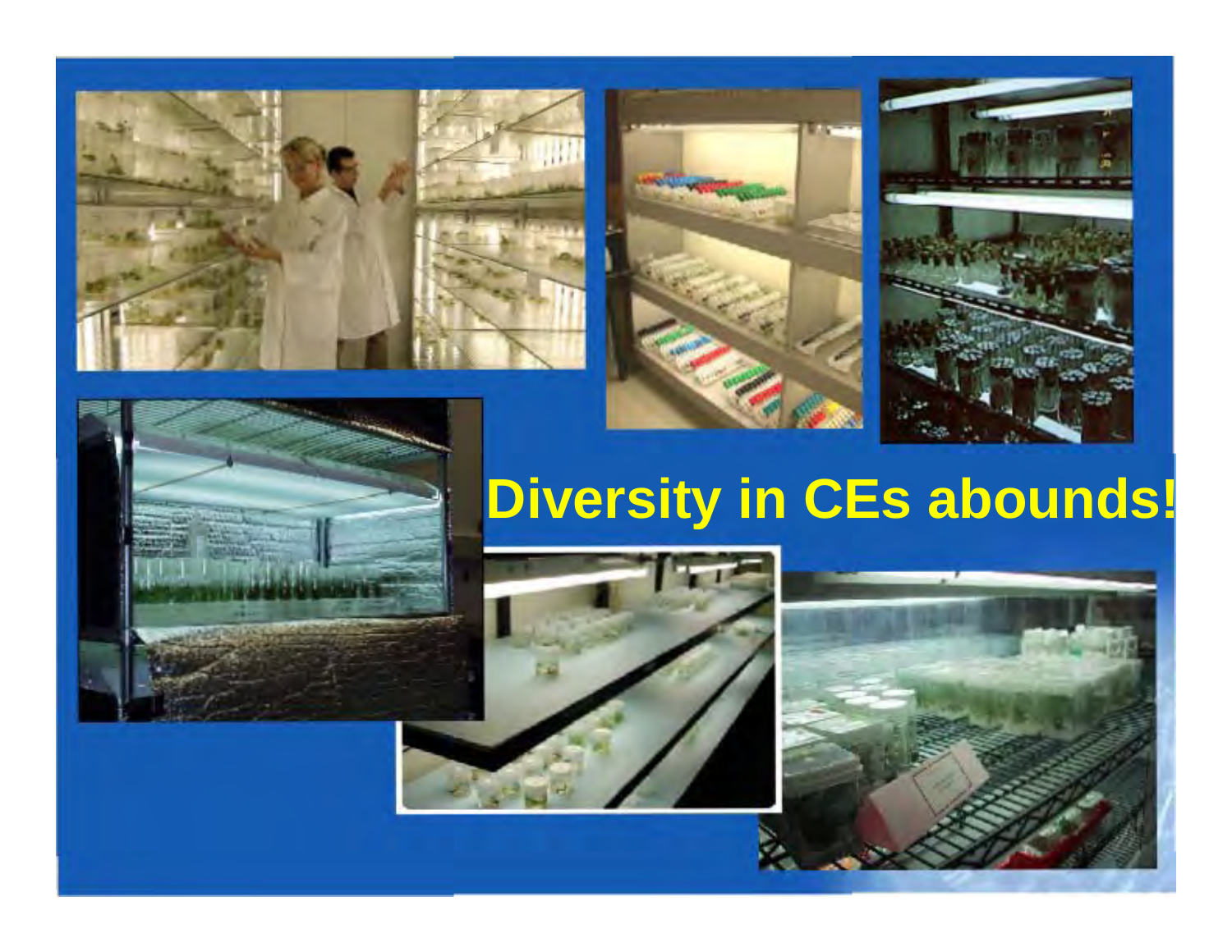# Diversity in CEs abounds!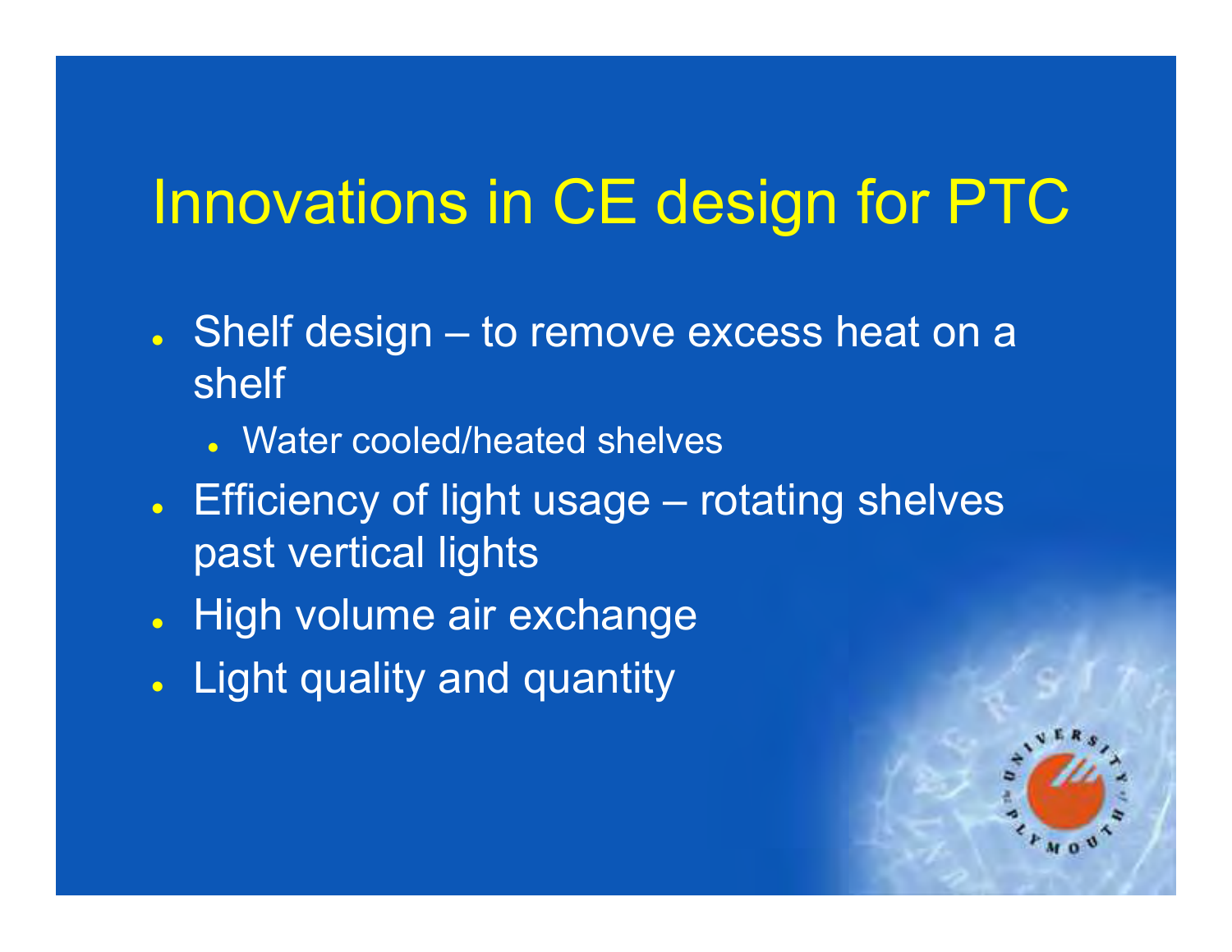# Innovations in CE design for PTC

- Shelf design – to remove excess heat on a shelf
  - Water cooled/heated shelves
- Efficiency of light usage – rotating shelves past vertical lights
- High volume air exchange
- Light quality and quantity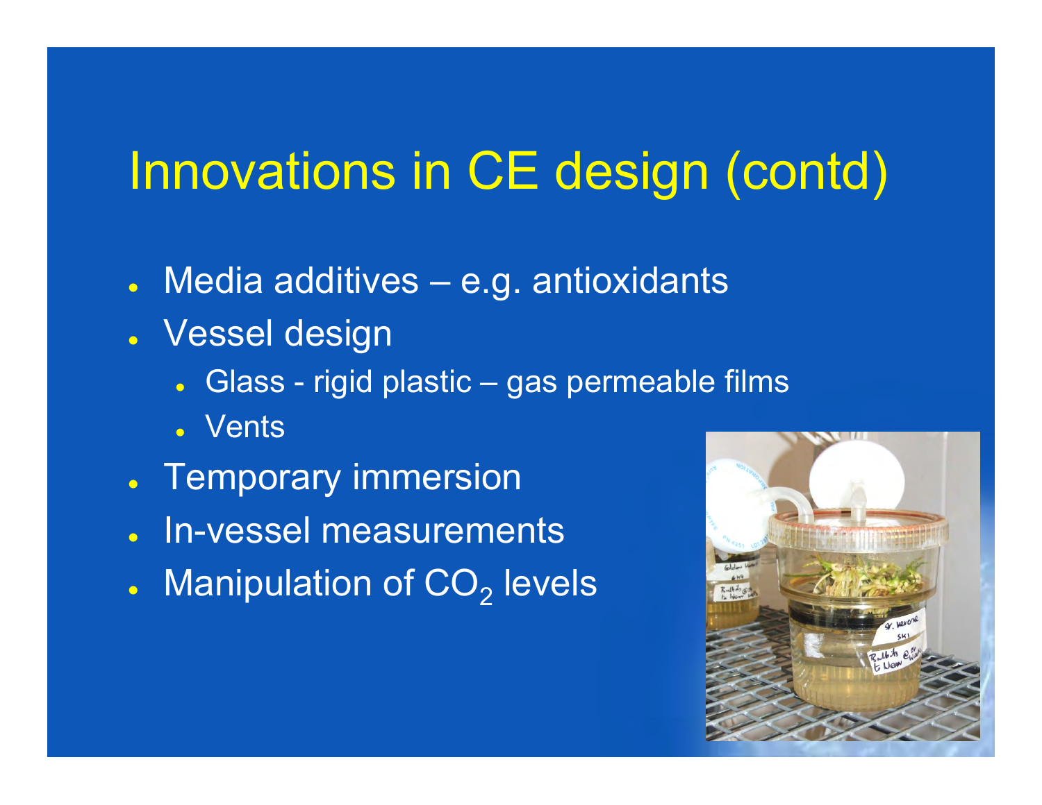# Innovations in CE design (contd)

- Media additives – e.g. antioxidants
- Vessel design
  - Glass - rigid plastic – gas permeable films
  - Vents
- Temporary immersion
- In-vessel measurements
- Manipulation of $CO_2$ levels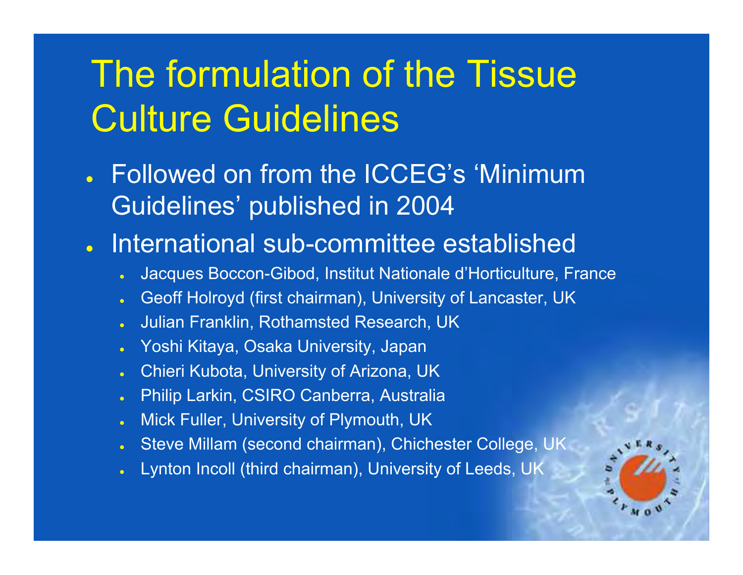# The formulation of the Tissue Culture Guidelines

- Followed on from the ICCEG's 'Minimum Guidelines' published in 2004
- International sub-committee established
  - Jacques Boccon-Gibod, Institut Nationale d'Horticulture, France
  - Geoff Holroyd (first chairman), University of Lancaster, UK
  - Julian Franklin, Rothamsted Research, UK
  - Yoshi Kitaya, Osaka University, Japan
  - Chieri Kubota, University of Arizona, UK
  - Philip Larkin, CSIRO Canberra, Australia
  - Mick Fuller, University of Plymouth, UK
  - Steve Millam (second chairman), Chichester College, UK
  - Lynton Incoll (third chairman), University of Leeds, UK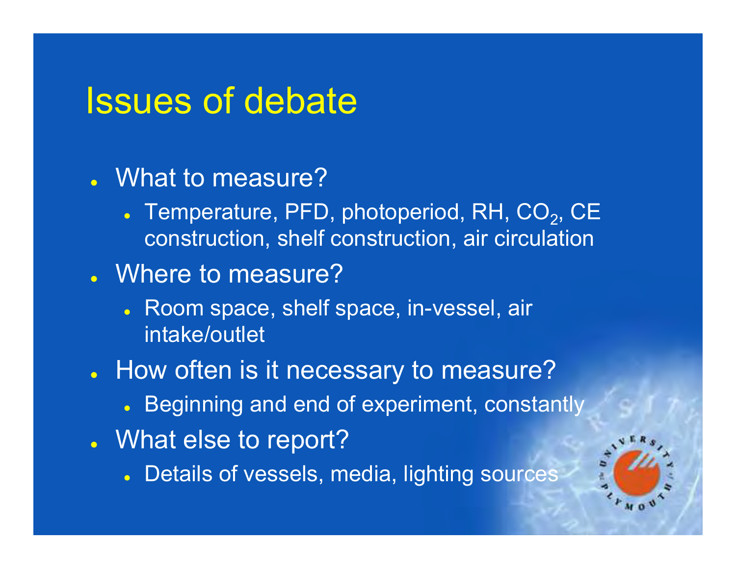# Issues of debate

- What to measure?
  - Temperature, PFD, photoperiod, RH, $CO_2$, CE construction, shelf construction, air circulation
- Where to measure?
  - Room space, shelf space, in-vessel, air intake/outlet
- How often is it necessary to measure?
  - Beginning and end of experiment, constantly
- What else to report?
  - Details of vessels, media, lighting sources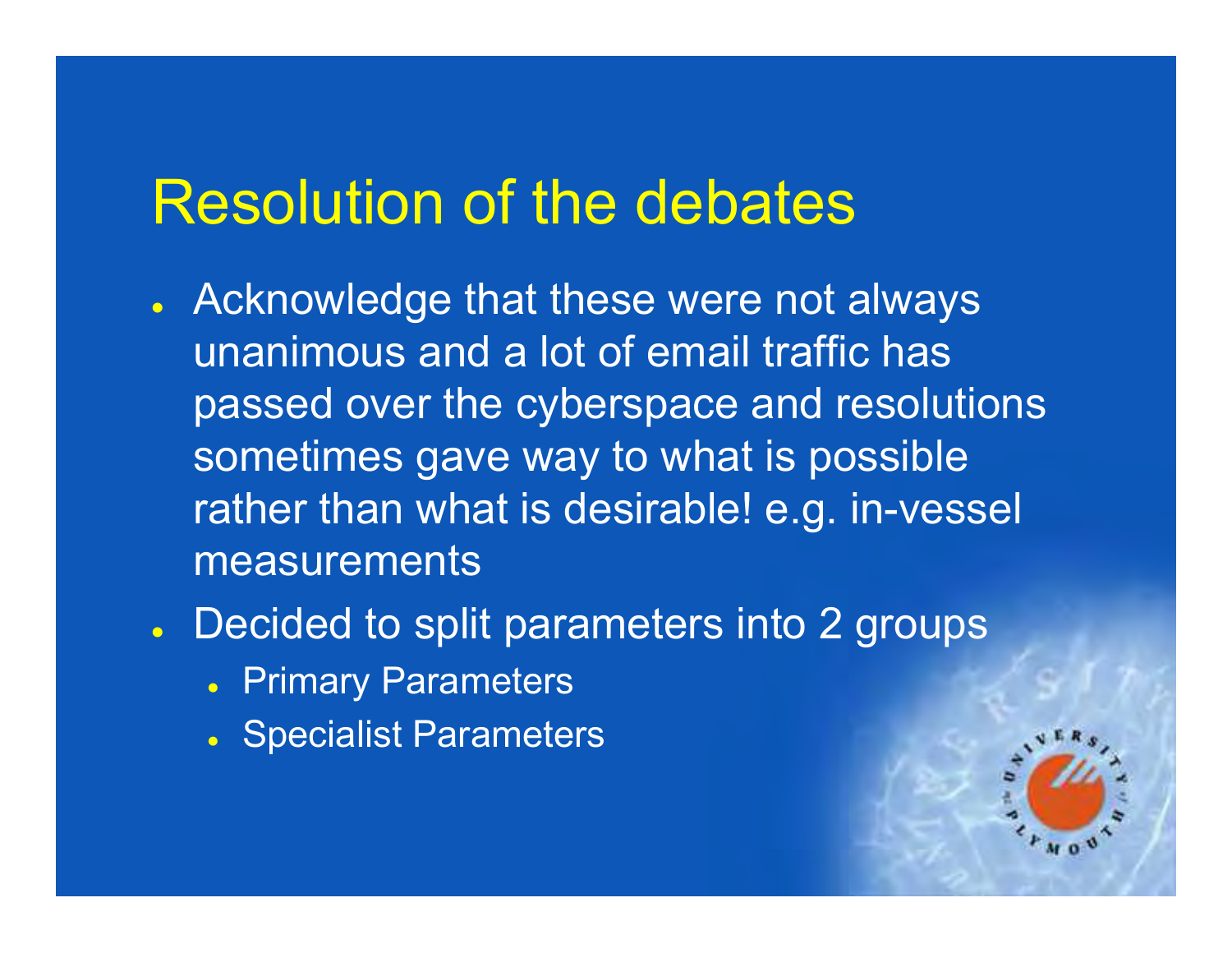# Resolution of the debates

- Acknowledge that these were not always unanimous and a lot of email traffic has passed over the cyberspace and resolutions sometimes gave way to what is possible rather than what is desirable! e.g. in-vessel measurements
- Decided to split parameters into 2 groups
  - Primary Parameters
  - Specialist Parameters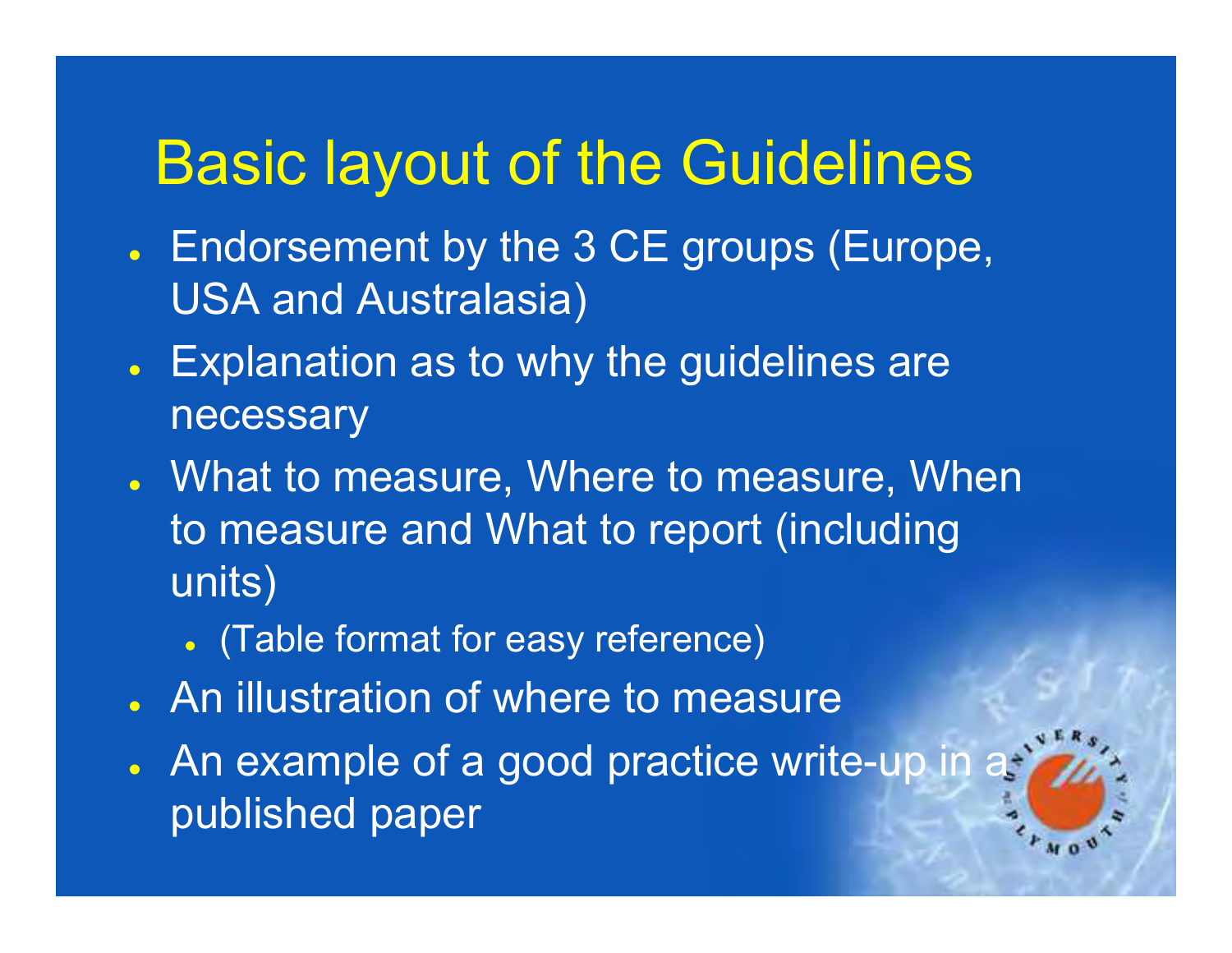# Basic layout of the Guidelines

- Endorsement by the 3 CE groups (Europe, USA and Australasia)
- Explanation as to why the guidelines are necessary
- What to measure, Where to measure, When to measure and What to report (including units)
  - (Table format for easy reference)
- An illustration of where to measure
- An example of a good practice write-up in a published paper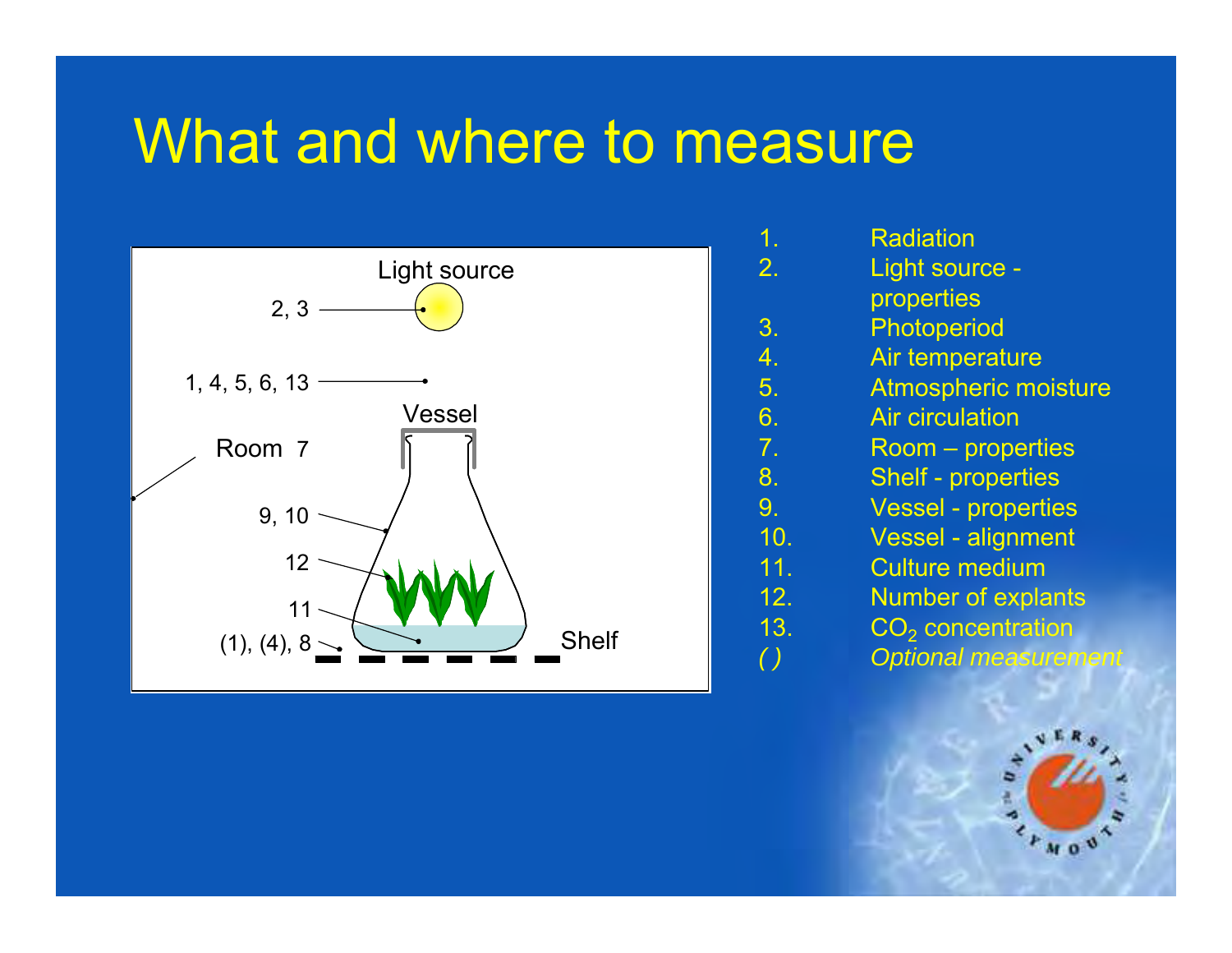# What and where to measure

1. Radiation
2. Light source - properties
3. Photoperiod
4. Air temperature
5. Atmospheric moisture
6. Air circulation
7. Room – properties
8. Shelf - properties
9. Vessel - properties
10. Vessel - alignment
11. Culture medium
12. Number of explants
13. $CO_2$ concentration

*( ) Optional measurement*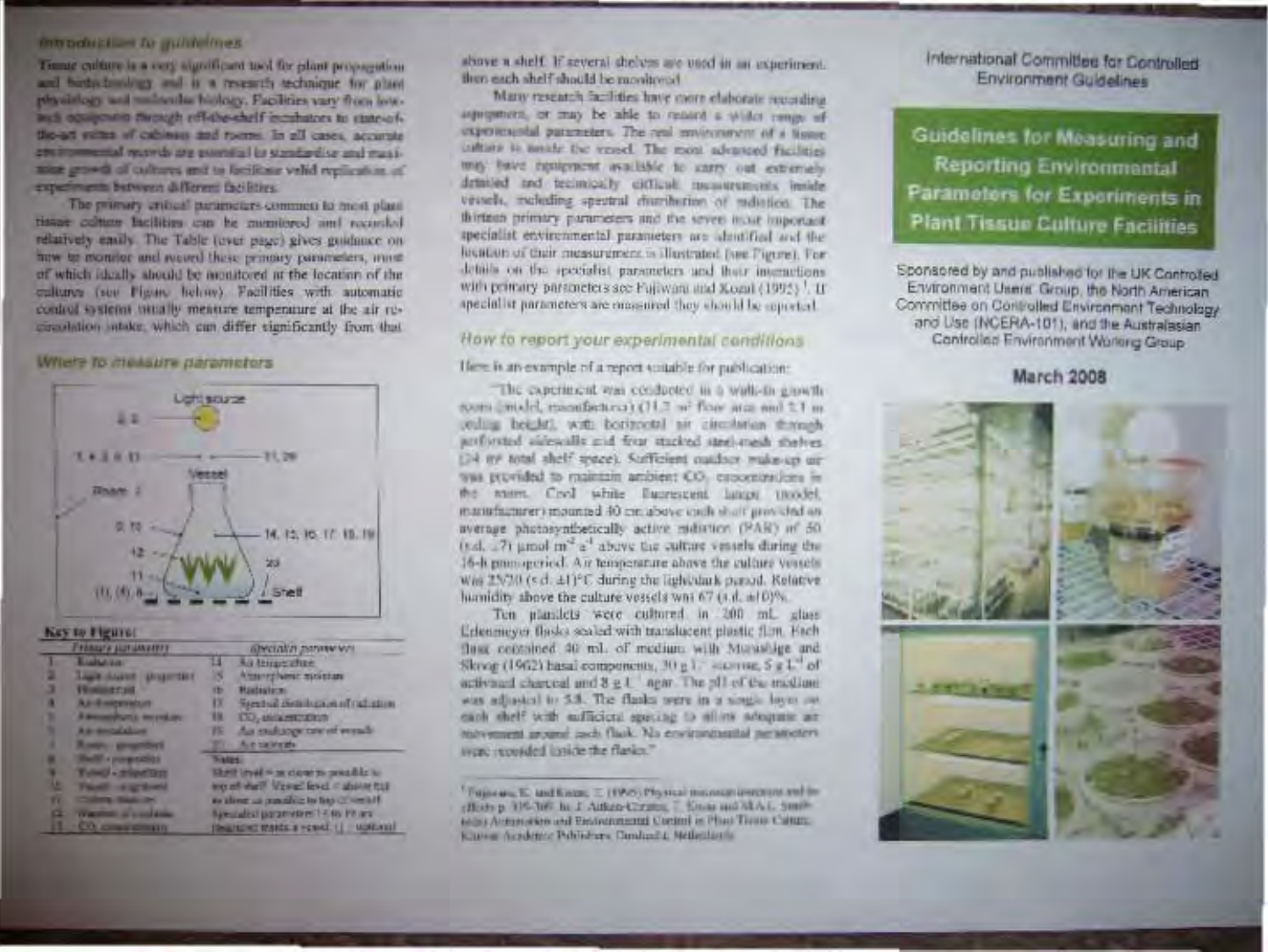## Introduction to guidelines

Tissue culture is a very significant tool for plant propagation and biotechnology and is a research technique for plant physiology and molecular biology. Facilities vary from low-tech equipment through off-the-shelf incubators to state-of-the-art suites of cabinets and rooms. In all cases, accurate environmental records are essential to standardise and maximise growth of cultures and to facilitate valid replication of experiments between different facilities.

The primary critical parameters common to most plant tissue culture facilities can be monitored and recorded relatively easily. The Table (over page) gives guidance on how to monitor and record these primary parameters, most of which ideally should be monitored at the location of the cultures (see Figure below). Facilities with automatic control systems usually measure temperature at the air re-circulation intake, which can differ significantly from that above a shelf. If several shelves are used in an experiment, then each shelf should be monitored.

Many research facilities have more elaborate recording equipment, or may be able to record a wider range of experimental parameters. The real environment of a tissue culture is inside the vessel. The most advanced facilities may have equipment available to carry out extremely detailed and technically difficult measurements inside vessels, including spectral distribution of radiation. The thirteen primary parameters and the seven most important specialist environmental parameters are identified and the location of their measurement is illustrated (see Figure). For details on the specialist parameters and their interactions with primary parameters see Fujiwara and Kozai (1995)[1]. If specialist parameters are measured they should be reported.

## Where to measure parameters

Light source

2, 3

1, 4, 5, 6, 13 — 11, 20

Vessel

Room 7

9, 10 — 14, 15, 16, 17, 18, 19

12

11 — 20

(1), (4), 8 — Shelf

**Key to Figure:**

| Primary parameters | | Specialist parameters | |
|---|---|---|---|
| 1 | Radiation | 14 | Air temperature |
| 2 | Light source properties | 15 | Atmospheric moisture |
| 3 | Photoperiod | 16 | Radiation |
| 4 | Air temperature | 17 | Spectral distribution of radiation |
| 5 | Atmospheric moisture | 18 | $CO_2$ concentration |
| 6 | Air circulation | 19 | Air exchange rate of vessels |
| 7 | Room properties | 20 | Air velocity |
| 8 | Shelf properties | | Notes: |
| 9 | Vessel properties | | Shelf level = as close to possible to |
| 10 | Vessel closure | | top of shelf. Vessel level = above top |
| 11 | Culture medium | | as close as possible to top of vessel. |
| 12 | Number of cultures | | Specialist parameters 14 to 19 are |
| 13 | $CO_2$ concentration | | measured inside a vessel. (…) optional |

## How to report your experimental conditions

Here is an example of a report suitable for publication:

"The experiment was conducted in a walk-in growth room (model, manufacturer) (11.2 m² floor area and 2.1 m ceiling height), with horizontal air circulation through perforated sidewalls and four stacked steel-mesh shelves (24 m² total shelf space). Sufficient outdoor make-up air was provided to maintain ambient $CO_2$ concentrations in the room. Cool white fluorescent lamps (model, manufacturer) mounted 40 cm above each shelf provided an average photosynthetically active radiation (PAR) of 50 (s.d. ±7) µmol m$^{-2}$ s$^{-1}$ above the culture vessels during the 16-h photoperiod. Air temperature above the culture vessels was 25/20 (s.d. ±1)°C during the light/dark period. Relative humidity above the culture vessels was 67 (s.d. ±10)%.

Ten plantlets were cultured in 200 mL glass Erlenmeyer flasks sealed with translucent plastic film. Each flask contained 40 mL of medium with Murashige and Skoog (1962) basal components, 30 g L$^{-1}$ sucrose, 5 g L$^{-1}$ of activated charcoal and 8 g L$^{-1}$ agar. The pH of the medium was adjusted to 5.8. The flasks were in a single layer on each shelf with sufficient spacing to allow adequate air movement around each flask. No environmental parameters were recorded inside the flasks."

[1] Fujiwara, K. and Kozai, T. (1995) Physical microenvironment and its effects p. 319-369. In: J. Aitken-Christie, T. Kozai and M.A.L. Smith (eds.) Automation and Environmental Control in Plant Tissue Culture. Kluwer Academic Publishers, Dordrecht, Netherlands.

International Committee for Controlled Environment Guidelines

# Guidelines for Measuring and Reporting Environmental Parameters for Experiments in Plant Tissue Culture Facilities

Sponsored by and published for the UK Controlled Environment Users' Group, the North American Committee on Controlled Environment Technology and Use (NCERA-101), and the Australasian Controlled Environment Working Group

**March 2008**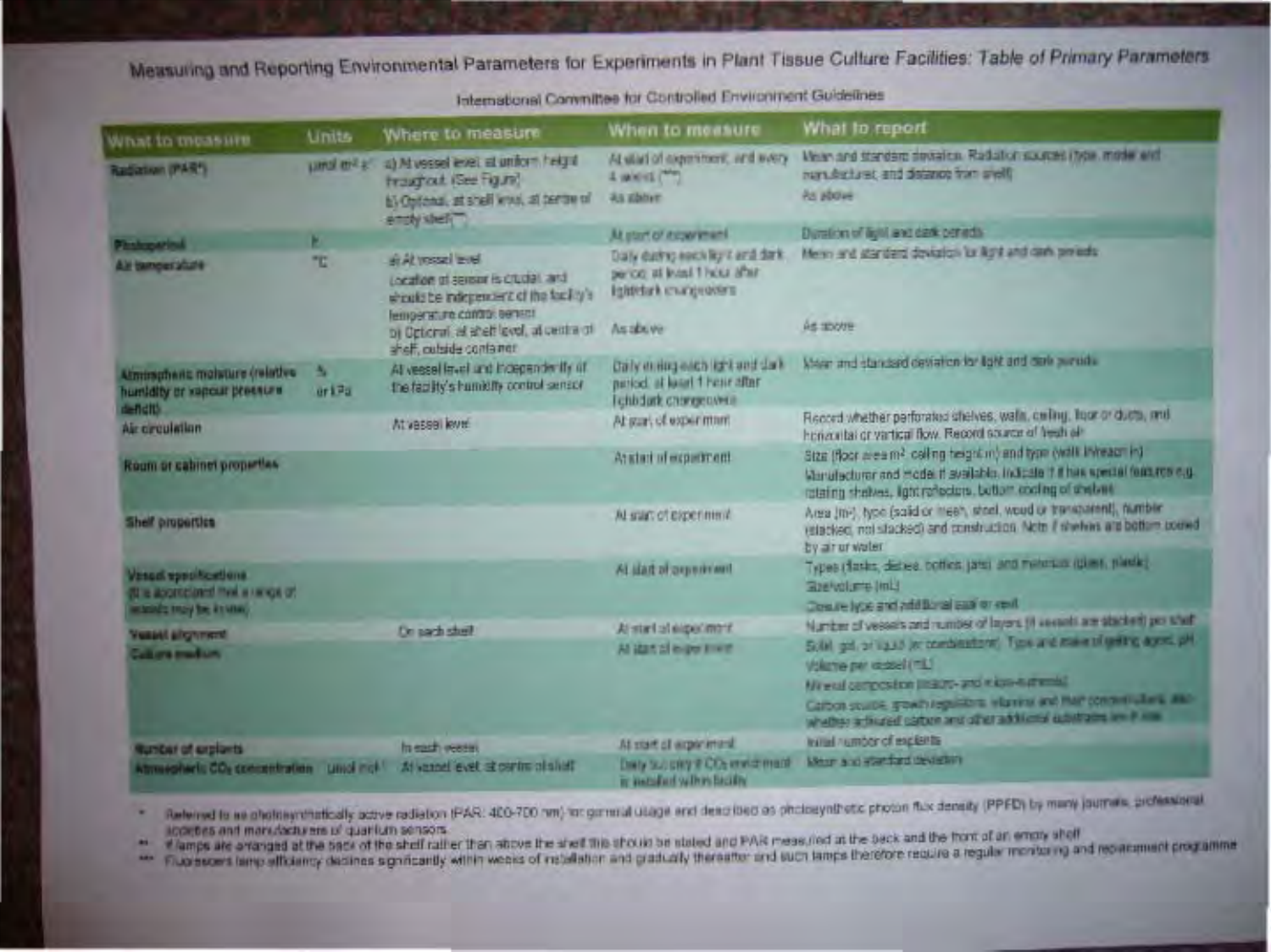# Measuring and Reporting Environmental Parameters for Experiments in Plant Tissue Culture Facilities: Table of Primary Parameters

International Committee for Controlled Environment Guidelines

| What to measure | Units | Where to measure | When to measure | What to report |
|---|---|---|---|---|
| Radiation (PAR*) | µmol m$^{-2}$ s$^{-1}$ | a) At vessel level, at uniform height throughout (See Figure) | At start of experiment, and every 4 weeks (***) | Mean and standard deviation. Radiation sources (type, model and manufacturer), and distance from shelf |
| | | b) Optional, at shelf level, at centre of empty shelf** | As above | As above |
| Photoperiod | h | | At start of experiment | Duration of light and dark periods |
| Air temperature | °C | a) At vessel level. Location of sensor is crucial, and should be independent of the facility's temperature control sensor | Daily during each light and dark period, at least 1 hour after light/dark changeovers | Mean and standard deviation for light and dark periods |
| | | b) Optional, at shelf level, at centre of shelf, outside container | As above | As above |
| Atmospheric moisture (relative humidity or vapour pressure deficit) | % or kPa | At vessel level and independently of the facility's humidity control sensor | Daily during each light and dark period, at least 1 hour after light/dark changeovers | Mean and standard deviation for light and dark periods |
| Air circulation | | At vessel level | At start of experiment | Record whether perforated shelves, walls, ceiling, floor or ducts, and horizontal or vertical flow. Record source of fresh air |
| Room or cabinet properties | | | At start of experiment | Size (floor area m², ceiling height m) and type (walk in/reach in). Manufacturer and model if available. Indicate if it has special features e.g. rotating shelves, light reflectors, bottom cooling of shelves |
| Shelf properties | | | At start of experiment | Area (m²), type (solid or mesh, steel, wood or transparent), number (stacked, not stacked) and construction. Note if shelves are bottom cooled by air or water |
| Vessel specifications (It is appreciated that a range of vessels may be in use) | | | At start of experiment | Types (flasks, dishes, bottles, jars) and materials (glass, plastic). Size/volume (mL). Closure type and additional seal or vent |
| Vessel alignment | | On each shelf | At start of experiment | Number of vessels and number of layers (if vessels are stacked) per shelf |
| Culture medium | | | At start of experiment | Solid, gel, or liquid (or combination). Type and make of gelling agent, pH. Volume per vessel (mL). Mineral composition (macro- and micro-nutrients). Carbon source, growth regulators, vitamins and their concentrations; also whether activated carbon and other additional substrates are in use |
| Number of explants | | In each vessel | At start of experiment | Initial number of explants |
| Atmospheric $CO_2$ concentration | µmol mol$^{-1}$ | At vessel level, at centre of shelf | Daily but only if $CO_2$ enrichment is installed within facility | Mean and standard deviation |

\* Referred to as photosynthetically active radiation (PAR: 400-700 nm) for general usage and described as photosynthetic photon flux density (PPFD) by many journals, professional societies and manufacturers of quantum sensors.

\*\* If lamps are arranged at the back of the shelf rather than above the shelf this should be stated and PAR measured at the back and the front of an empty shelf.

\*\*\* Fluorescent lamp efficiency declines significantly within weeks of installation and gradually thereafter and such lamps therefore require a regular monitoring and replacement programme.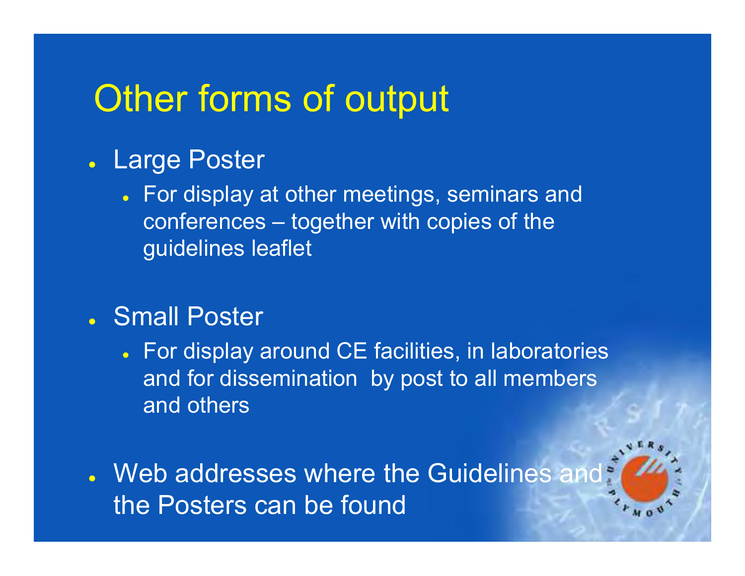# Other forms of output

- Large Poster
  - For display at other meetings, seminars and conferences – together with copies of the guidelines leaflet
- Small Poster
  - For display around CE facilities, in laboratories and for dissemination by post to all members and others
- Web addresses where the Guidelines and the Posters can be found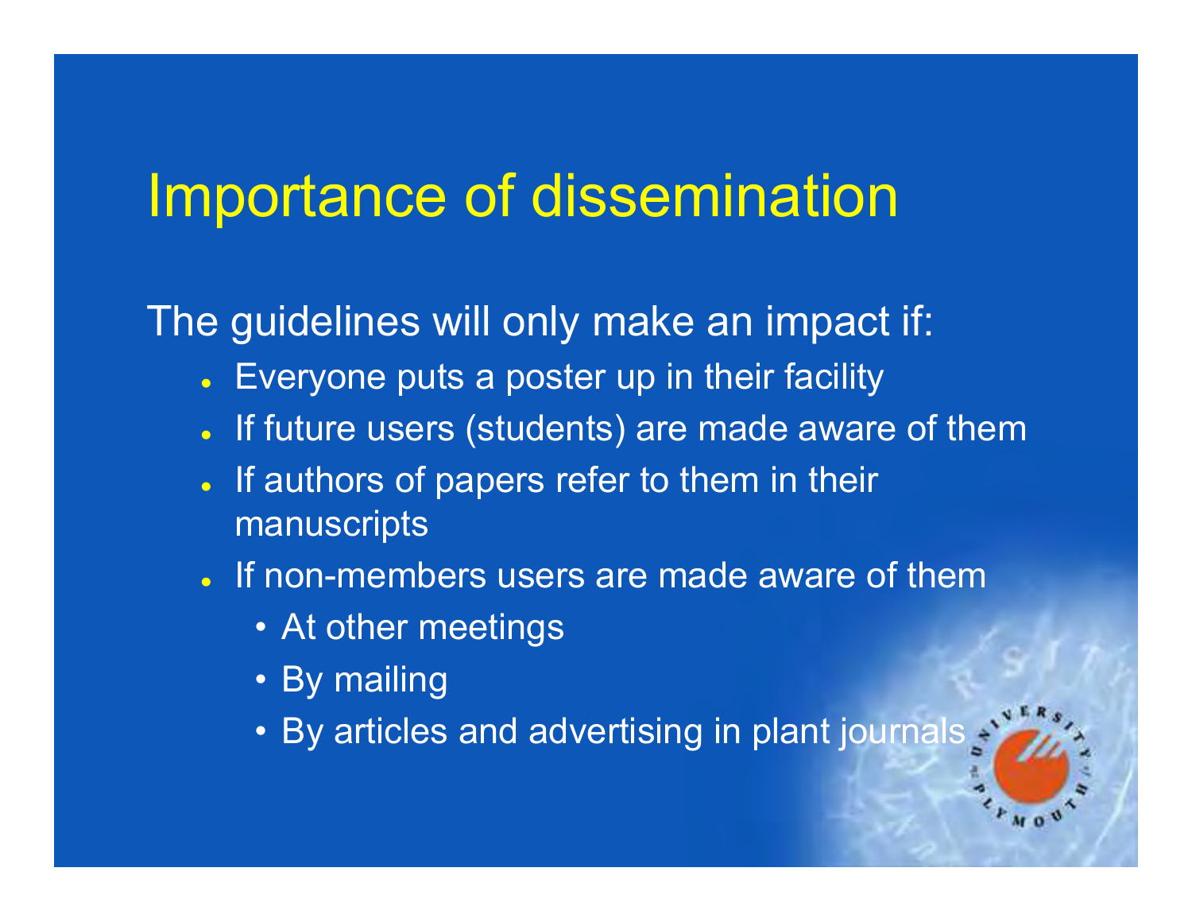# Importance of dissemination

The guidelines will only make an impact if:

- Everyone puts a poster up in their facility
- If future users (students) are made aware of them
- If authors of papers refer to them in their manuscripts
- If non-members users are made aware of them
  - At other meetings
  - By mailing
  - By articles and advertising in plant journals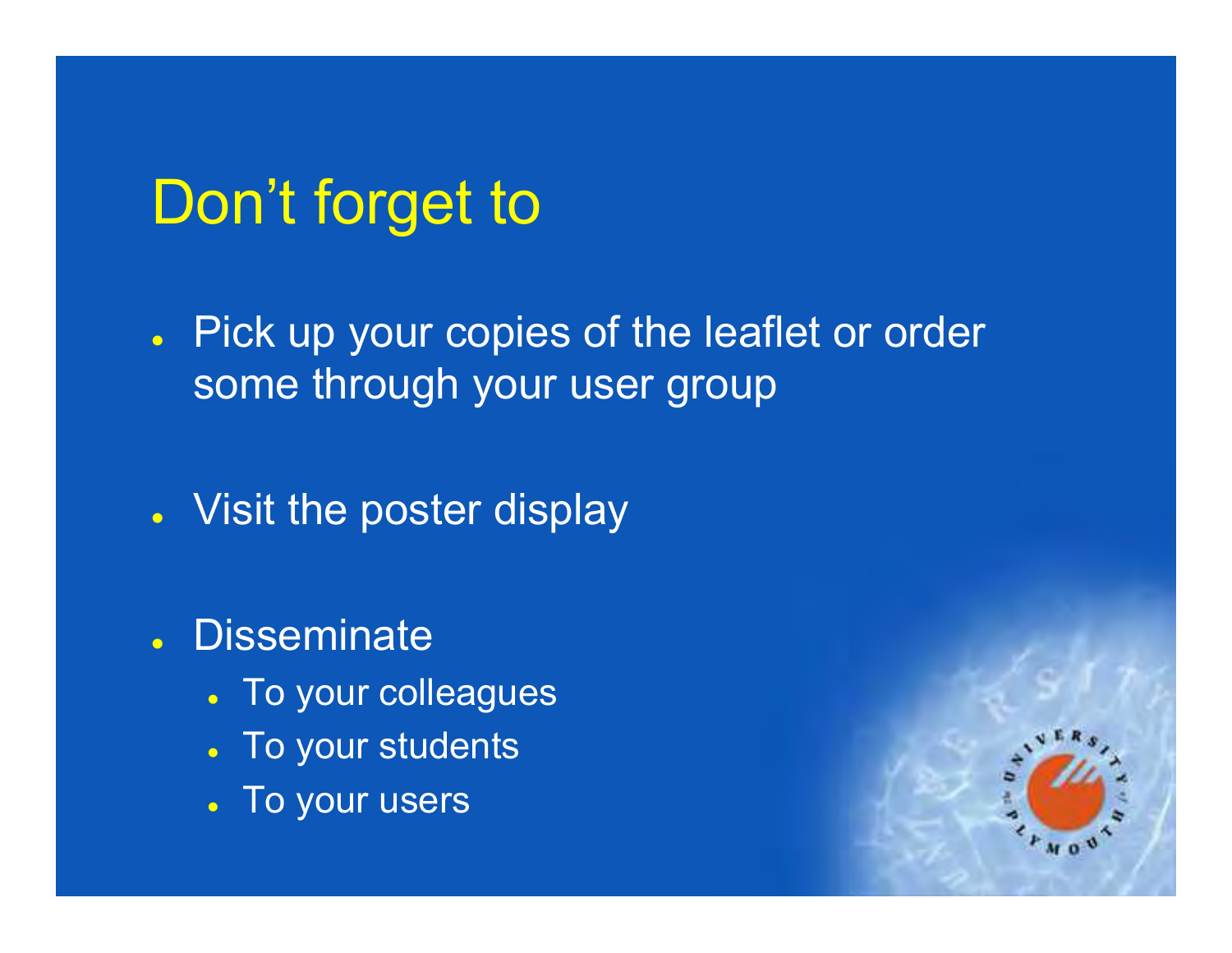# Don’t forget to

- Pick up your copies of the leaflet or order some through your user group
- Visit the poster display
- Disseminate
  - To your colleagues
  - To your students
  - To your users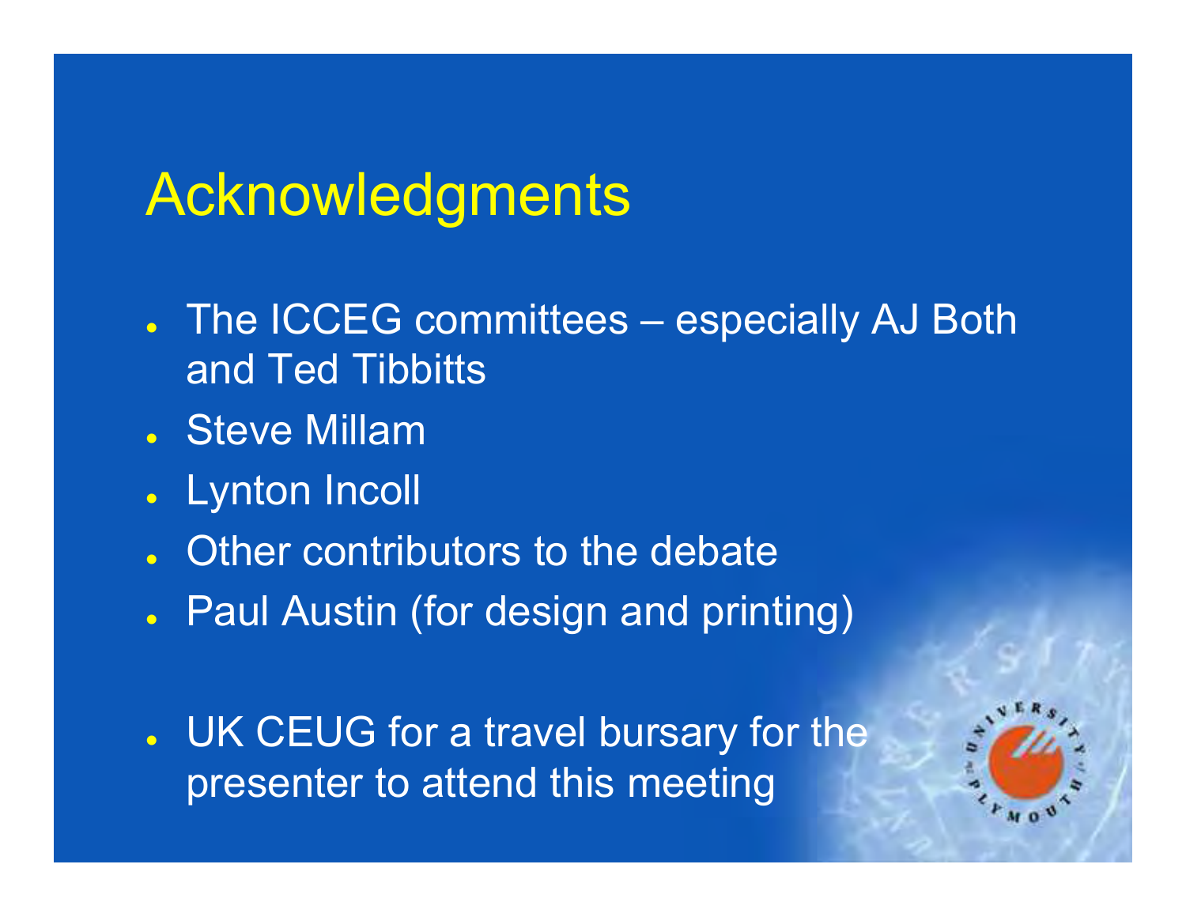# Acknowledgments

- The ICCEG committees – especially AJ Both and Ted Tibbitts
- Steve Millam
- Lynton Incoll
- Other contributors to the debate
- Paul Austin (for design and printing)

- UK CEUG for a travel bursary for the presenter to attend this meeting